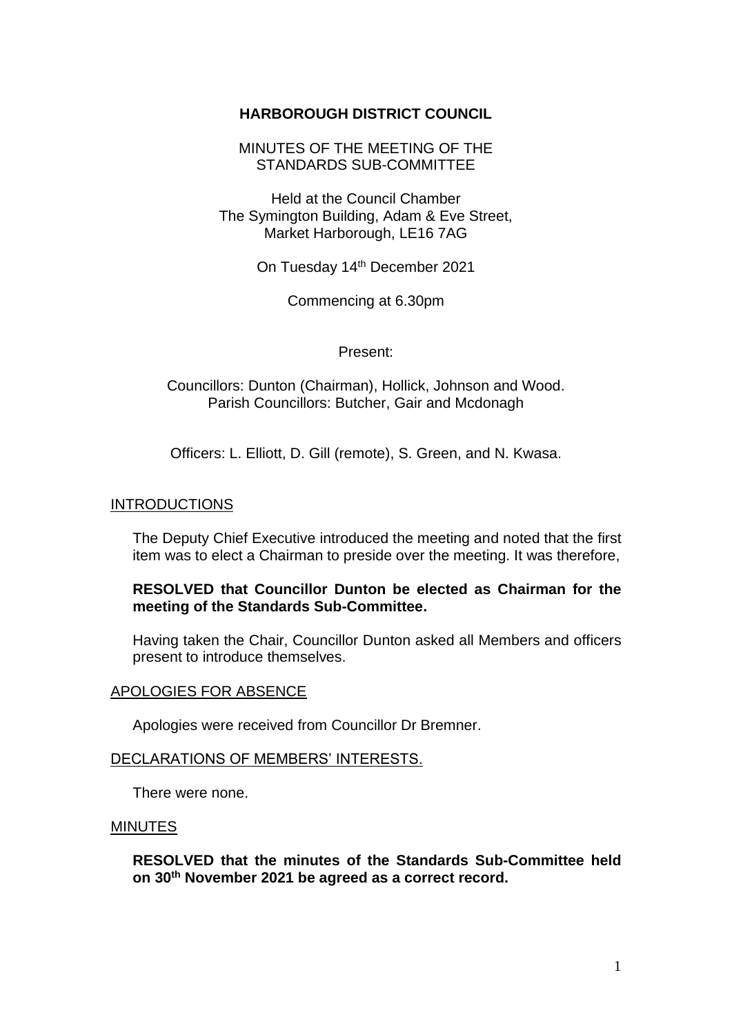# HARBOROUGH DISTRICT COUNCIL

MINUTES OF THE MEETING OF THE STANDARDS SUB-COMMITTEE

Held at the Council Chamber
The Symington Building, Adam & Eve Street,
Market Harborough, LE16 7AG

On Tuesday 14th December 2021

Commencing at 6.30pm

Present:

Councillors: Dunton (Chairman), Hollick, Johnson and Wood.
Parish Councillors: Butcher, Gair and Mcdonagh

Officers: L. Elliott, D. Gill (remote), S. Green, and N. Kwasa.

## INTRODUCTIONS

The Deputy Chief Executive introduced the meeting and noted that the first item was to elect a Chairman to preside over the meeting. It was therefore,

**RESOLVED that Councillor Dunton be elected as Chairman for the meeting of the Standards Sub-Committee.**

Having taken the Chair, Councillor Dunton asked all Members and officers present to introduce themselves.

## APOLOGIES FOR ABSENCE

Apologies were received from Councillor Dr Bremner.

## DECLARATIONS OF MEMBERS' INTERESTS.

There were none.

## MINUTES

**RESOLVED that the minutes of the Standards Sub-Committee held on 30th November 2021 be agreed as a correct record.**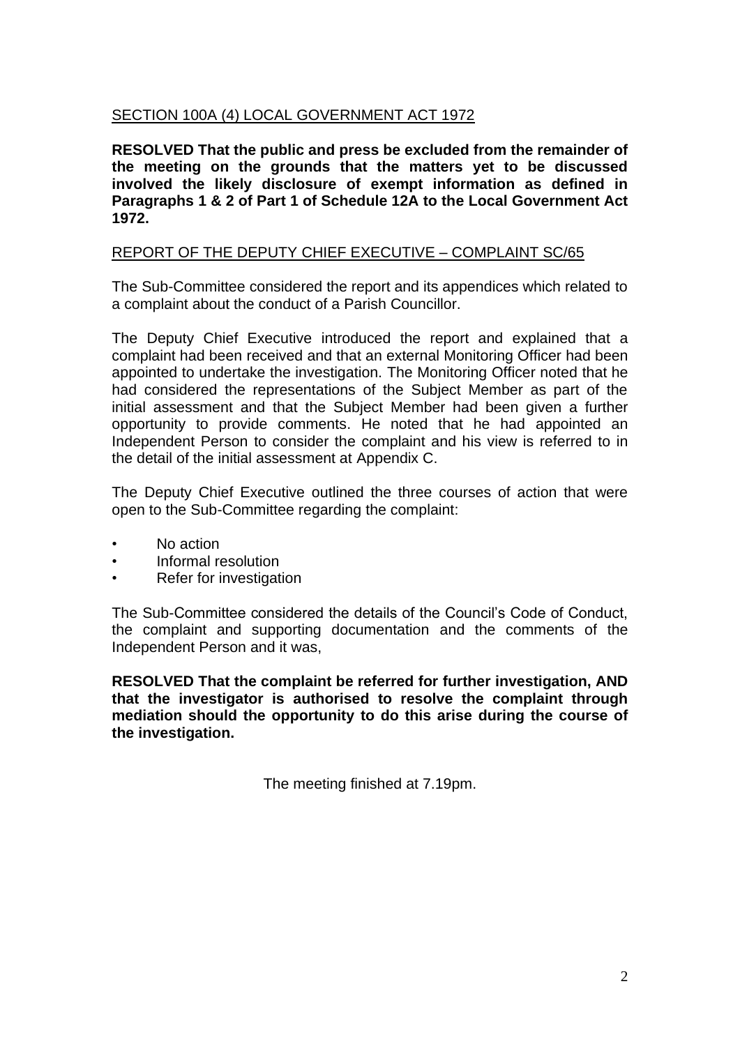## SECTION 100A (4) LOCAL GOVERNMENT ACT 1972

**RESOLVED That the public and press be excluded from the remainder of the meeting on the grounds that the matters yet to be discussed involved the likely disclosure of exempt information as defined in Paragraphs 1 & 2 of Part 1 of Schedule 12A to the Local Government Act 1972.**

## REPORT OF THE DEPUTY CHIEF EXECUTIVE – COMPLAINT SC/65

The Sub-Committee considered the report and its appendices which related to a complaint about the conduct of a Parish Councillor.

The Deputy Chief Executive introduced the report and explained that a complaint had been received and that an external Monitoring Officer had been appointed to undertake the investigation. The Monitoring Officer noted that he had considered the representations of the Subject Member as part of the initial assessment and that the Subject Member had been given a further opportunity to provide comments. He noted that he had appointed an Independent Person to consider the complaint and his view is referred to in the detail of the initial assessment at Appendix C.

The Deputy Chief Executive outlined the three courses of action that were open to the Sub-Committee regarding the complaint:

- No action
- Informal resolution
- Refer for investigation

The Sub-Committee considered the details of the Council's Code of Conduct, the complaint and supporting documentation and the comments of the Independent Person and it was,

**RESOLVED That the complaint be referred for further investigation, AND that the investigator is authorised to resolve the complaint through mediation should the opportunity to do this arise during the course of the investigation.**

The meeting finished at 7.19pm.